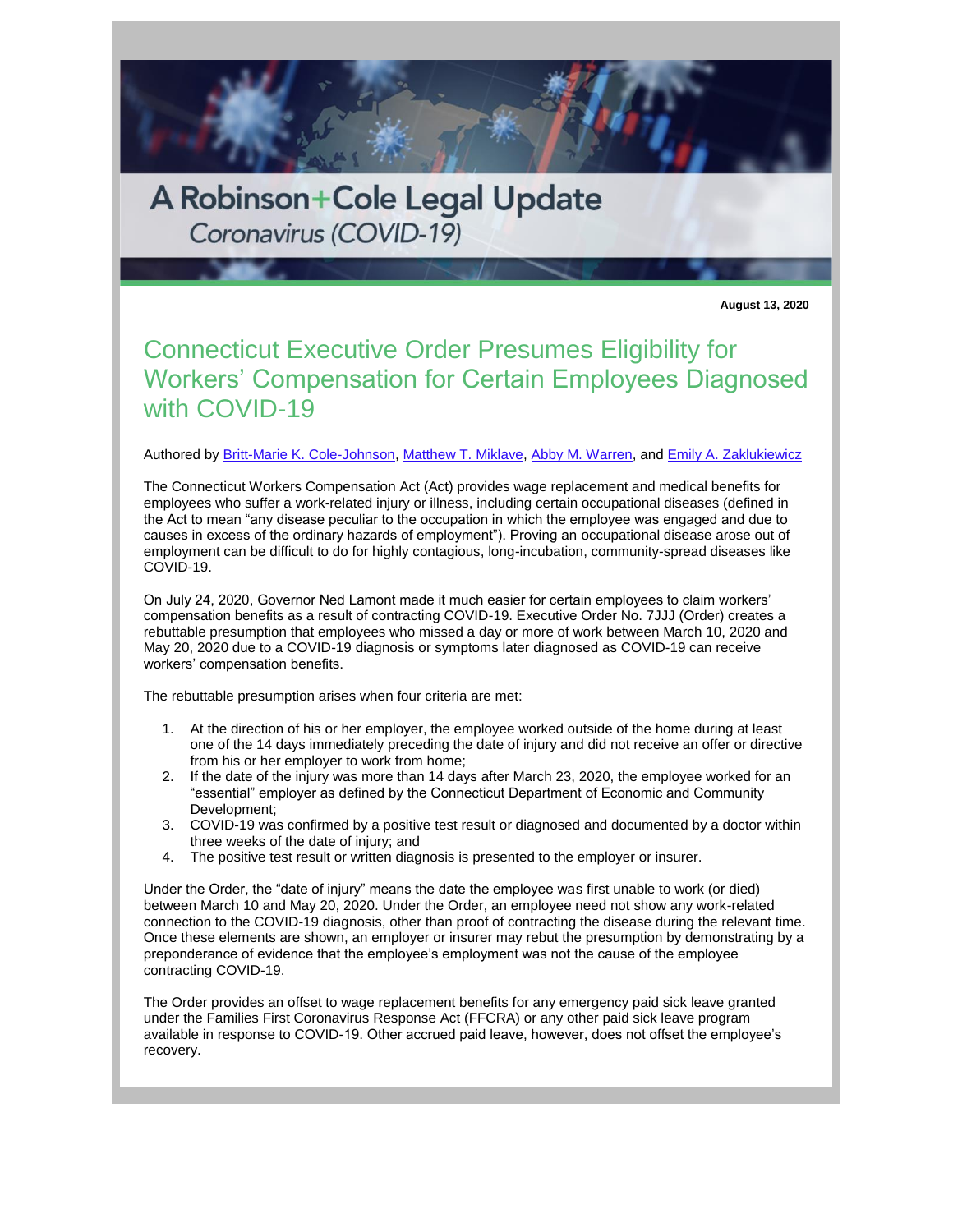# A Robinson+Cole Legal Update

*Coronavirus (COVID-19)*

**August 13, 2020**

## Connecticut Executive Order Presumes Eligibility for Workers' Compensation for Certain Employees Diagnosed with COVID-19

Authored by Britt-Marie K. Cole-Johnson, Matthew T. Miklave, Abby M. Warren, and Emily A. Zaklukiewicz

The Connecticut Workers Compensation Act (Act) provides wage replacement and medical benefits for employees who suffer a work-related injury or illness, including certain occupational diseases (defined in the Act to mean "any disease peculiar to the occupation in which the employee was engaged and due to causes in excess of the ordinary hazards of employment"). Proving an occupational disease arose out of employment can be difficult to do for highly contagious, long-incubation, community-spread diseases like COVID-19.

On July 24, 2020, Governor Ned Lamont made it much easier for certain employees to claim workers' compensation benefits as a result of contracting COVID-19. Executive Order No. 7JJJ (Order) creates a rebuttable presumption that employees who missed a day or more of work between March 10, 2020 and May 20, 2020 due to a COVID-19 diagnosis or symptoms later diagnosed as COVID-19 can receive workers' compensation benefits.

The rebuttable presumption arises when four criteria are met:

1. At the direction of his or her employer, the employee worked outside of the home during at least one of the 14 days immediately preceding the date of injury and did not receive an offer or directive from his or her employer to work from home;
2. If the date of the injury was more than 14 days after March 23, 2020, the employee worked for an "essential" employer as defined by the Connecticut Department of Economic and Community Development;
3. COVID-19 was confirmed by a positive test result or diagnosed and documented by a doctor within three weeks of the date of injury; and
4. The positive test result or written diagnosis is presented to the employer or insurer.

Under the Order, the "date of injury" means the date the employee was first unable to work (or died) between March 10 and May 20, 2020. Under the Order, an employee need not show any work-related connection to the COVID-19 diagnosis, other than proof of contracting the disease during the relevant time. Once these elements are shown, an employer or insurer may rebut the presumption by demonstrating by a preponderance of evidence that the employee's employment was not the cause of the employee contracting COVID-19.

The Order provides an offset to wage replacement benefits for any emergency paid sick leave granted under the Families First Coronavirus Response Act (FFCRA) or any other paid sick leave program available in response to COVID-19. Other accrued paid leave, however, does not offset the employee's recovery.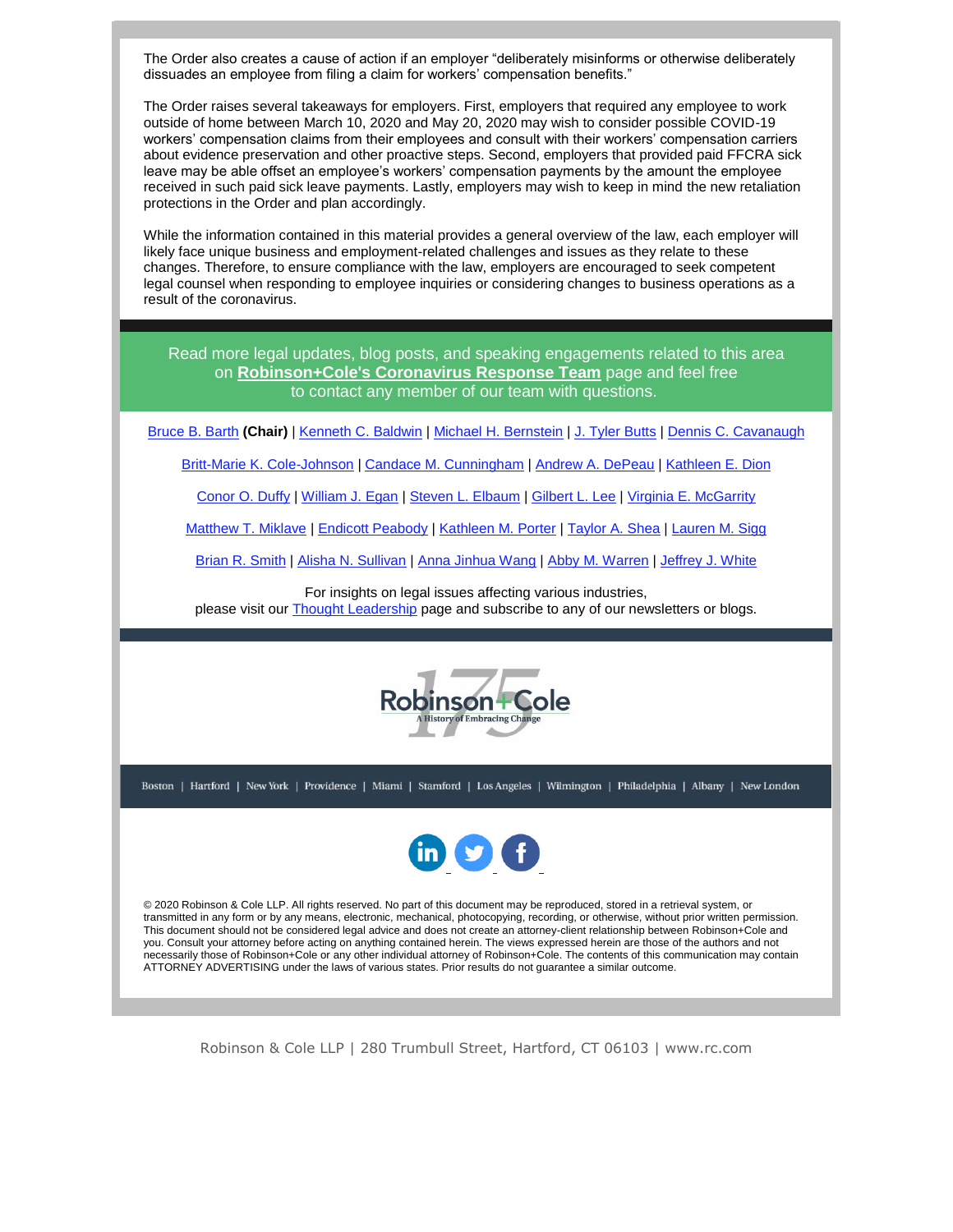The Order also creates a cause of action if an employer "deliberately misinforms or otherwise deliberately dissuades an employee from filing a claim for workers' compensation benefits."

The Order raises several takeaways for employers. First, employers that required any employee to work outside of home between March 10, 2020 and May 20, 2020 may wish to consider possible COVID-19 workers' compensation claims from their employees and consult with their workers' compensation carriers about evidence preservation and other proactive steps. Second, employers that provided paid FFCRA sick leave may be able offset an employee's workers' compensation payments by the amount the employee received in such paid sick leave payments. Lastly, employers may wish to keep in mind the new retaliation protections in the Order and plan accordingly.

While the information contained in this material provides a general overview of the law, each employer will likely face unique business and employment-related challenges and issues as they relate to these changes. Therefore, to ensure compliance with the law, employers are encouraged to seek competent legal counsel when responding to employee inquiries or considering changes to business operations as a result of the coronavirus.

Read more legal updates, blog posts, and speaking engagements related to this area on **Robinson+Cole's Coronavirus Response Team** page and feel free to contact any member of our team with questions.

Bruce B. Barth **(Chair)** | Kenneth C. Baldwin | Michael H. Bernstein | J. Tyler Butts | Dennis C. Cavanaugh

Britt-Marie K. Cole-Johnson | Candace M. Cunningham | Andrew A. DePeau | Kathleen E. Dion

Conor O. Duffy | William J. Egan | Steven L. Elbaum | Gilbert L. Lee | Virginia E. McGarrity

Matthew T. Miklave | Endicott Peabody | Kathleen M. Porter | Taylor A. Shea | Lauren M. Sigg

Brian R. Smith | Alisha N. Sullivan | Anna Jinhua Wang | Abby M. Warren | Jeffrey J. White

For insights on legal issues affecting various industries, please visit our Thought Leadership page and subscribe to any of our newsletters or blogs.

Robinson+Cole 175 A History of Embracing Change

Boston | Hartford | New York | Providence | Miami | Stamford | Los Angeles | Wilmington | Philadelphia | Albany | New London

© 2020 Robinson & Cole LLP. All rights reserved. No part of this document may be reproduced, stored in a retrieval system, or transmitted in any form or by any means, electronic, mechanical, photocopying, recording, or otherwise, without prior written permission. This document should not be considered legal advice and does not create an attorney-client relationship between Robinson+Cole and you. Consult your attorney before acting on anything contained herein. The views expressed herein are those of the authors and not necessarily those of Robinson+Cole or any other individual attorney of Robinson+Cole. The contents of this communication may contain ATTORNEY ADVERTISING under the laws of various states. Prior results do not guarantee a similar outcome.

Robinson & Cole LLP | 280 Trumbull Street, Hartford, CT 06103 | www.rc.com